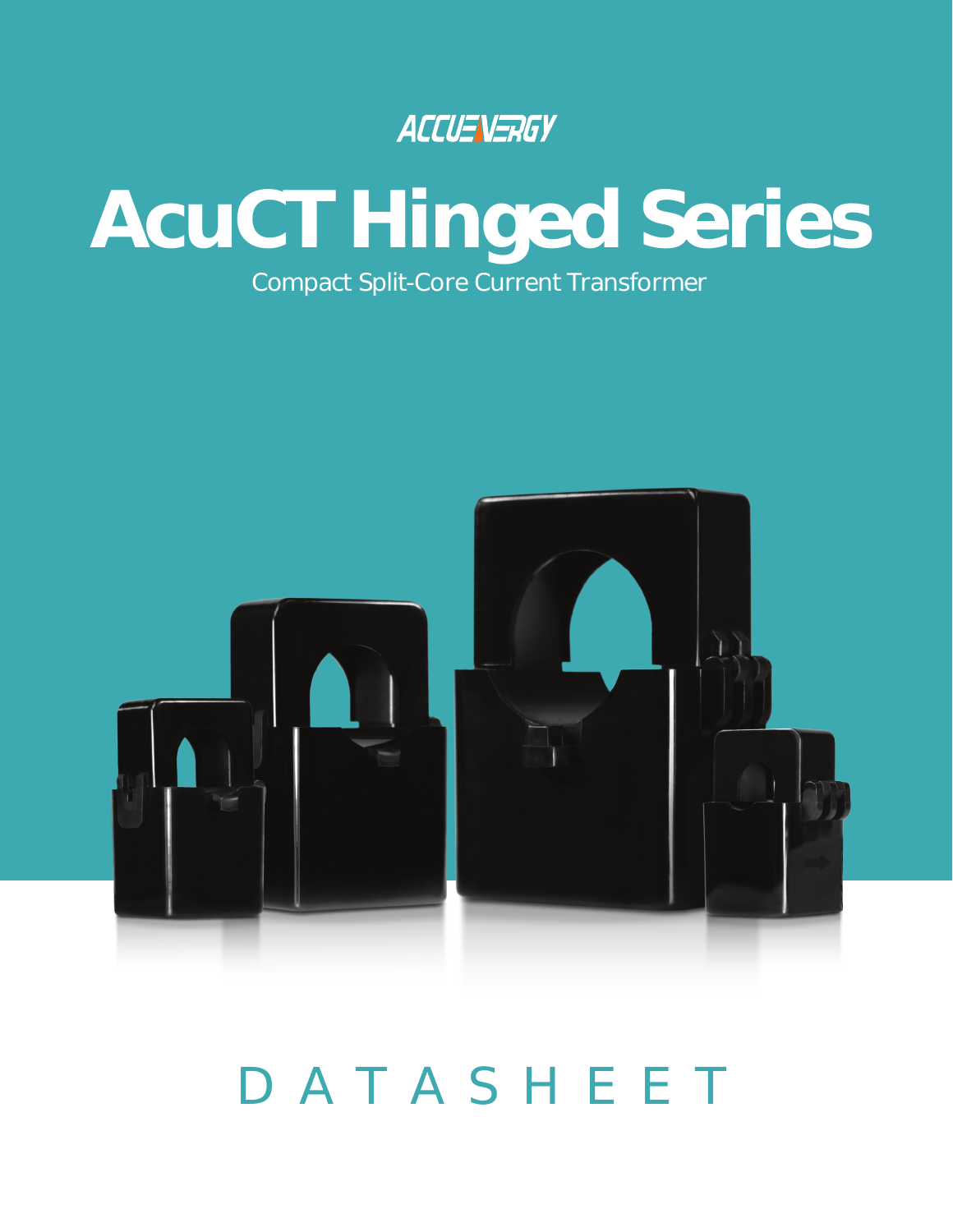ACCUENERGY

# AcuCT Hinged Series

Compact Split-Core Current Transformer

DATASHEET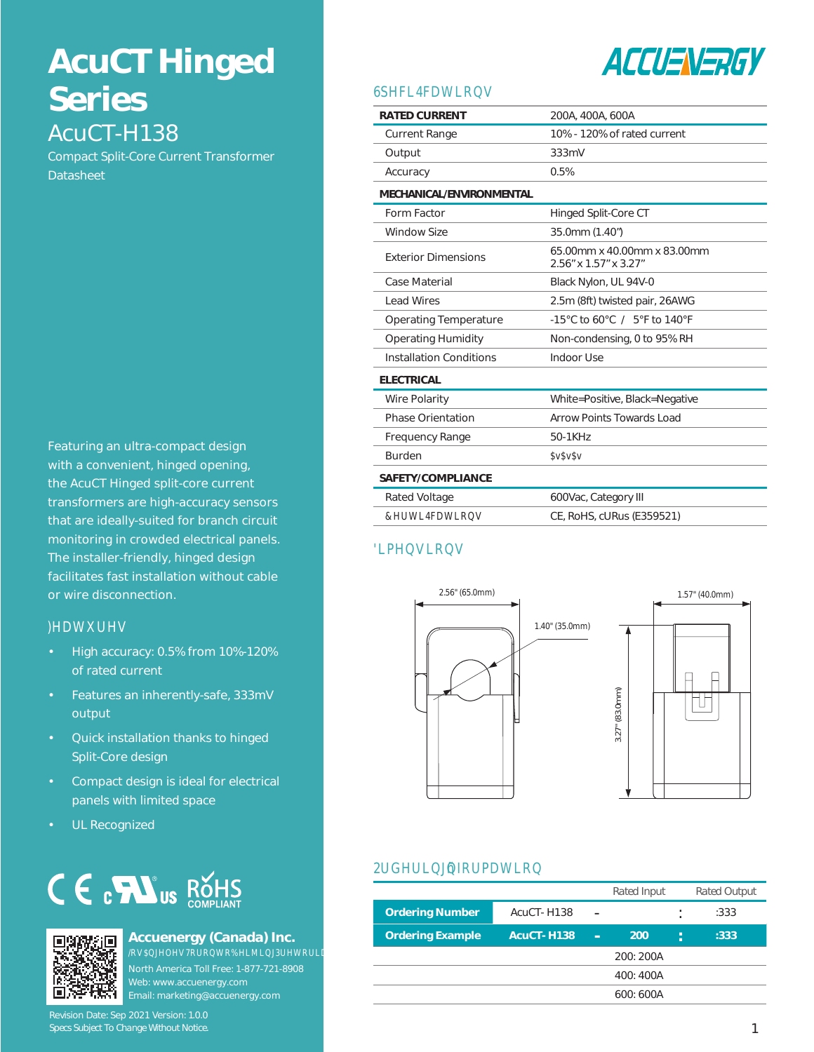# AcuCT Hinged Series

## AcuCT-H138

Compact Split-Core Current Transformer
Datasheet

Featuring an ultra-compact design with a convenient, hinged opening, the AcuCT Hinged split-core current transformers are high-accuracy sensors that are ideally-suited for branch circuit monitoring in crowded electrical panels. The installer-friendly, hinged design facilitates fast installation without cable or wire disconnection.

### Features

- High accuracy: 0.5% from 10%-120% of rated current
- Features an inherently-safe, 333mV output
- Quick installation thanks to hinged Split-Core design
- Compact design is ideal for electrical panels with limited space
- UL Recognized

CE cULus RoHS COMPLIANT

**Accuenergy (Canada) Inc.**
Los Angeles Toronto Beijing Pretoria
North America Toll Free: 1-877-721-8908
Web: www.accuenergy.com
Email: marketing@accuenergy.com

Revision Date: Sep 2021 Version: 1.0.0
Specs Subject To Change Without Notice.

ACCUENERGY

## Specifications

| | |
|---|---|
| **RATED CURRENT** | 200A, 400A, 600A |
| Current Range | 10% - 120% of rated current |
| Output | 333mV |
| Accuracy | 0.5% |
| **MECHANICAL/ENVIRONMENTAL** | |
| Form Factor | Hinged Split-Core CT |
| Window Size | 35.0mm (1.40") |
| Exterior Dimensions | 65.00mm x 40.00mm x 83.00mm 2.56" x 1.57" x 3.27" |
| Case Material | Black Nylon, UL 94V-0 |
| Lead Wires | 2.5m (8ft) twisted pair, 26AWG |
| Operating Temperature | -15°C to 60°C / 5°F to 140°F |
| Operating Humidity | Non-condensing, 0 to 95% RH |
| Installation Conditions | Indoor Use |
| **ELECTRICAL** | |
| Wire Polarity | White=Positive, Black=Negative |
| Phase Orientation | Arrow Points Towards Load |
| Frequency Range | 50-1KHz |
| Burden | $v$v$v |
| **SAFETY/COMPLIANCE** | |
| Rated Voltage | 600Vac, Category III |
| Certifications | CE, RoHS, cURus (E359521) |

## Dimensions

2.56" (65.0mm)
1.40" (35.0mm)
1.57" (40.0mm)
3.27" (83.0mm)

## Ordering Information

| | | | Rated Input | | Rated Output |
|---|---|---|---|---|---|
| **Ordering Number** | AcuCT- H138 | - | | : | :333 |
| **Ordering Example** | **AcuCT- H138** | **-** | **200** | **:** | **:333** |
| | | | 200: 200A | | |
| | | | 400: 400A | | |
| | | | 600: 600A | | |